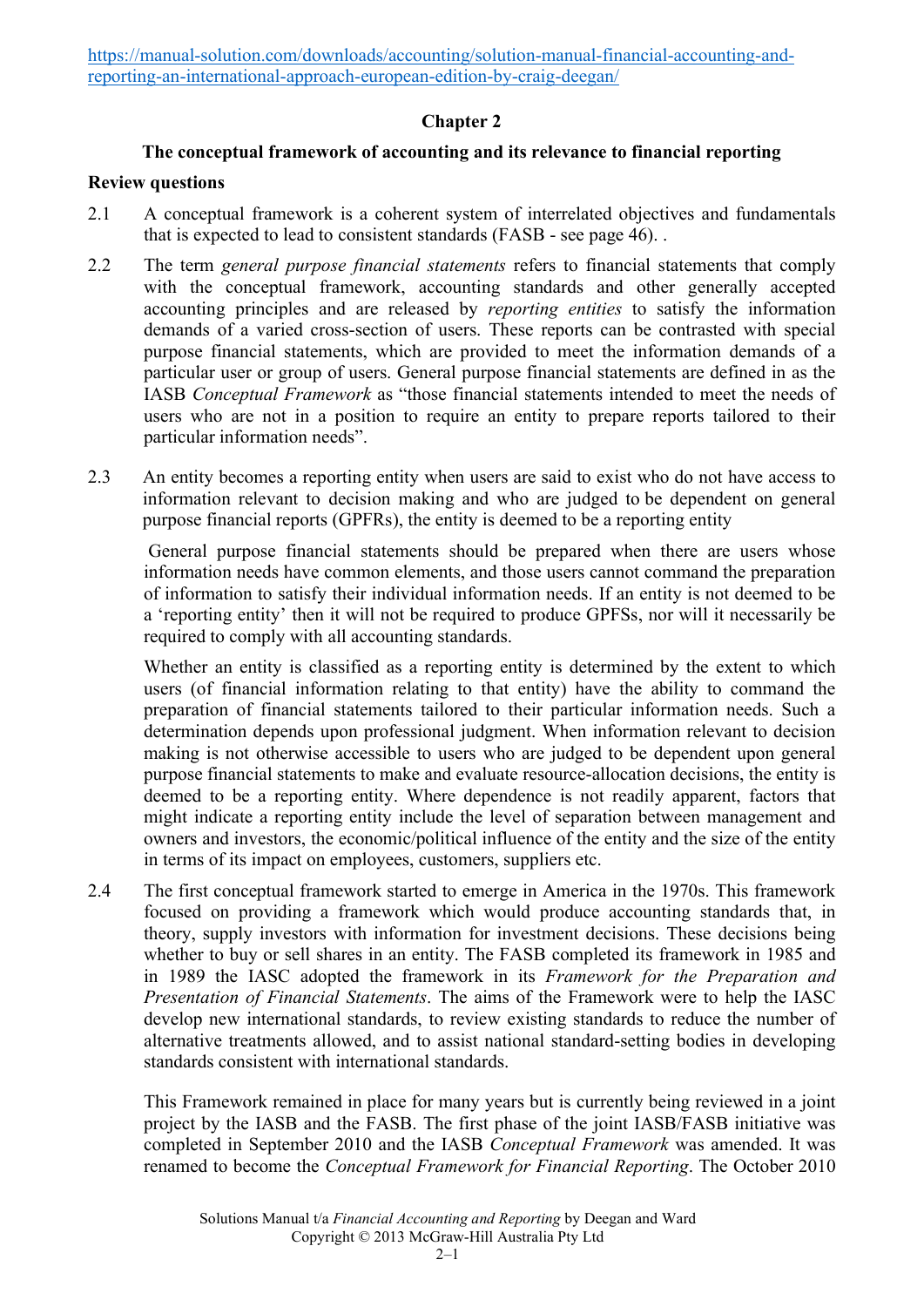https://manual-solution.com/downloads/accounting/solution-manual-financial-accounting-and-reporting-an-international-approach-european-edition-by-craig-deegan/

## Chapter 2

### The conceptual framework of accounting and its relevance to financial reporting

**Review questions**

2.1 A conceptual framework is a coherent system of interrelated objectives and fundamentals that is expected to lead to consistent standards (FASB - see page 46). .

2.2 The term *general purpose financial statements* refers to financial statements that comply with the conceptual framework, accounting standards and other generally accepted accounting principles and are released by *reporting entities* to satisfy the information demands of a varied cross-section of users. These reports can be contrasted with special purpose financial statements, which are provided to meet the information demands of a particular user or group of users. General purpose financial statements are defined in as the IASB *Conceptual Framework* as "those financial statements intended to meet the needs of users who are not in a position to require an entity to prepare reports tailored to their particular information needs".

2.3 An entity becomes a reporting entity when users are said to exist who do not have access to information relevant to decision making and who are judged to be dependent on general purpose financial reports (GPFRs), the entity is deemed to be a reporting entity

General purpose financial statements should be prepared when there are users whose information needs have common elements, and those users cannot command the preparation of information to satisfy their individual information needs. If an entity is not deemed to be a 'reporting entity' then it will not be required to produce GPFSs, nor will it necessarily be required to comply with all accounting standards.

Whether an entity is classified as a reporting entity is determined by the extent to which users (of financial information relating to that entity) have the ability to command the preparation of financial statements tailored to their particular information needs. Such a determination depends upon professional judgment. When information relevant to decision making is not otherwise accessible to users who are judged to be dependent upon general purpose financial statements to make and evaluate resource-allocation decisions, the entity is deemed to be a reporting entity. Where dependence is not readily apparent, factors that might indicate a reporting entity include the level of separation between management and owners and investors, the economic/political influence of the entity and the size of the entity in terms of its impact on employees, customers, suppliers etc.

2.4 The first conceptual framework started to emerge in America in the 1970s. This framework focused on providing a framework which would produce accounting standards that, in theory, supply investors with information for investment decisions. These decisions being whether to buy or sell shares in an entity. The FASB completed its framework in 1985 and in 1989 the IASC adopted the framework in its *Framework for the Preparation and Presentation of Financial Statements*. The aims of the Framework were to help the IASC develop new international standards, to review existing standards to reduce the number of alternative treatments allowed, and to assist national standard-setting bodies in developing standards consistent with international standards.

This Framework remained in place for many years but is currently being reviewed in a joint project by the IASB and the FASB. The first phase of the joint IASB/FASB initiative was completed in September 2010 and the IASB *Conceptual Framework* was amended. It was renamed to become the *Conceptual Framework for Financial Reporting*. The October 2010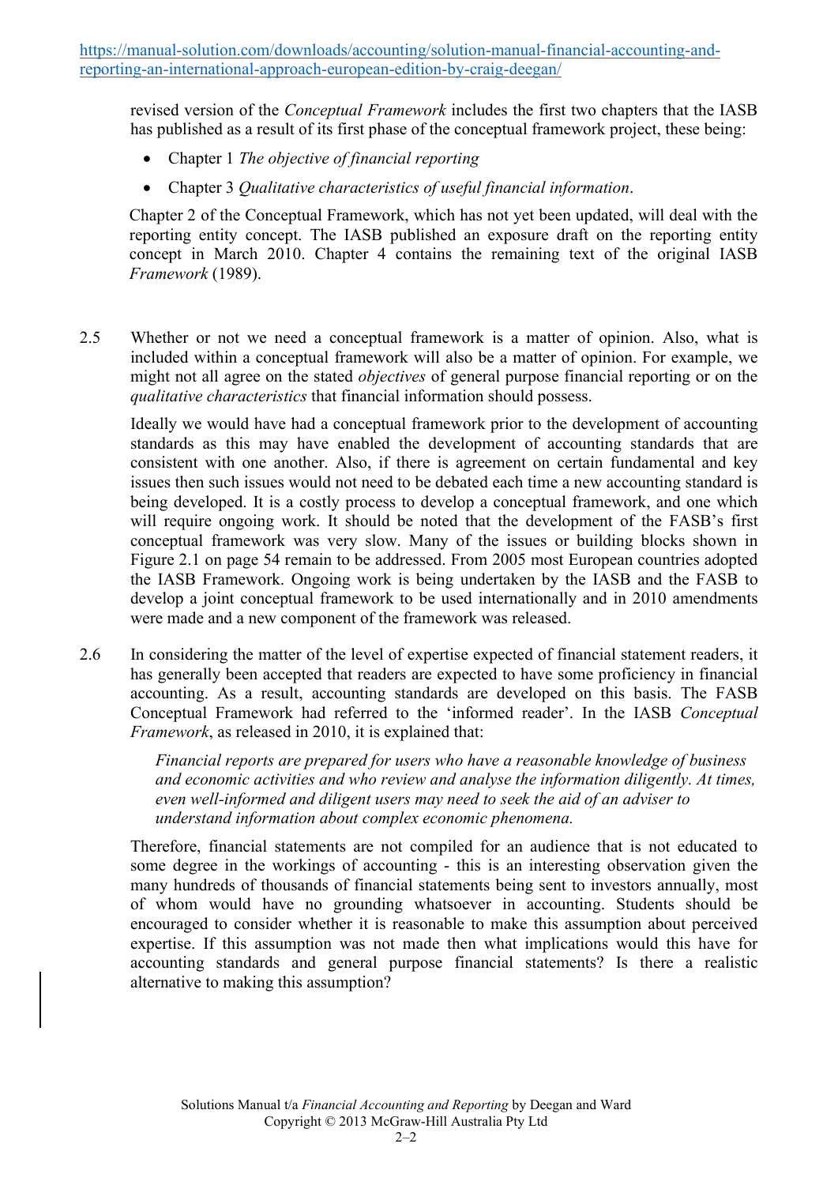revised version of the *Conceptual Framework* includes the first two chapters that the IASB has published as a result of its first phase of the conceptual framework project, these being:

- Chapter 1 *The objective of financial reporting*
- Chapter 3 *Qualitative characteristics of useful financial information*.

Chapter 2 of the Conceptual Framework, which has not yet been updated, will deal with the reporting entity concept. The IASB published an exposure draft on the reporting entity concept in March 2010. Chapter 4 contains the remaining text of the original IASB *Framework* (1989).

2.5 Whether or not we need a conceptual framework is a matter of opinion. Also, what is included within a conceptual framework will also be a matter of opinion. For example, we might not all agree on the stated *objectives* of general purpose financial reporting or on the *qualitative characteristics* that financial information should possess.

Ideally we would have had a conceptual framework prior to the development of accounting standards as this may have enabled the development of accounting standards that are consistent with one another. Also, if there is agreement on certain fundamental and key issues then such issues would not need to be debated each time a new accounting standard is being developed. It is a costly process to develop a conceptual framework, and one which will require ongoing work. It should be noted that the development of the FASB's first conceptual framework was very slow. Many of the issues or building blocks shown in Figure 2.1 on page 54 remain to be addressed. From 2005 most European countries adopted the IASB Framework. Ongoing work is being undertaken by the IASB and the FASB to develop a joint conceptual framework to be used internationally and in 2010 amendments were made and a new component of the framework was released.

2.6 In considering the matter of the level of expertise expected of financial statement readers, it has generally been accepted that readers are expected to have some proficiency in financial accounting. As a result, accounting standards are developed on this basis. The FASB Conceptual Framework had referred to the 'informed reader'. In the IASB *Conceptual Framework*, as released in 2010, it is explained that:

> *Financial reports are prepared for users who have a reasonable knowledge of business and economic activities and who review and analyse the information diligently. At times, even well-informed and diligent users may need to seek the aid of an adviser to understand information about complex economic phenomena.*

Therefore, financial statements are not compiled for an audience that is not educated to some degree in the workings of accounting - this is an interesting observation given the many hundreds of thousands of financial statements being sent to investors annually, most of whom would have no grounding whatsoever in accounting. Students should be encouraged to consider whether it is reasonable to make this assumption about perceived expertise. If this assumption was not made then what implications would this have for accounting standards and general purpose financial statements? Is there a realistic alternative to making this assumption?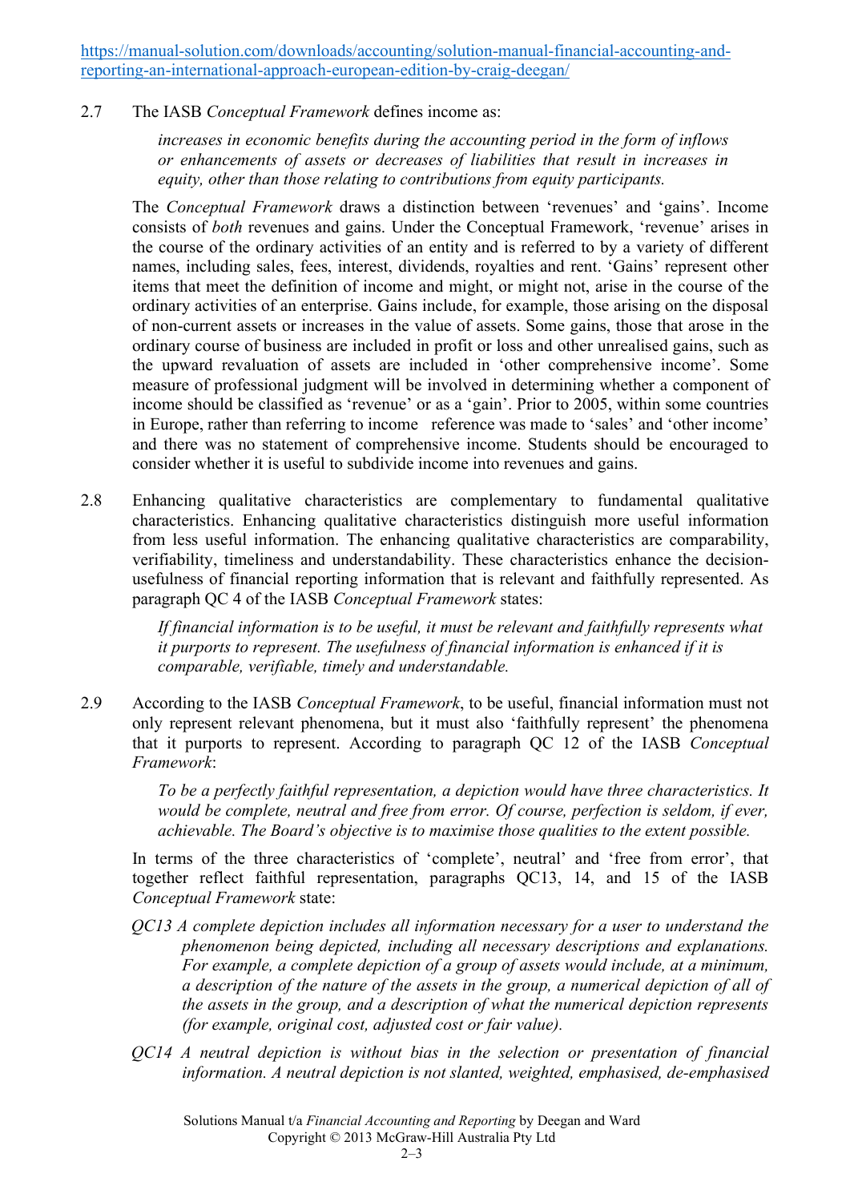2.7 The IASB *Conceptual Framework* defines income as:

> *increases in economic benefits during the accounting period in the form of inflows or enhancements of assets or decreases of liabilities that result in increases in equity, other than those relating to contributions from equity participants.*

The *Conceptual Framework* draws a distinction between 'revenues' and 'gains'. Income consists of *both* revenues and gains. Under the Conceptual Framework, 'revenue' arises in the course of the ordinary activities of an entity and is referred to by a variety of different names, including sales, fees, interest, dividends, royalties and rent. 'Gains' represent other items that meet the definition of income and might, or might not, arise in the course of the ordinary activities of an enterprise. Gains include, for example, those arising on the disposal of non-current assets or increases in the value of assets. Some gains, those that arose in the ordinary course of business are included in profit or loss and other unrealised gains, such as the upward revaluation of assets are included in 'other comprehensive income'. Some measure of professional judgment will be involved in determining whether a component of income should be classified as 'revenue' or as a 'gain'. Prior to 2005, within some countries in Europe, rather than referring to income reference was made to 'sales' and 'other income' and there was no statement of comprehensive income. Students should be encouraged to consider whether it is useful to subdivide income into revenues and gains.

2.8 Enhancing qualitative characteristics are complementary to fundamental qualitative characteristics. Enhancing qualitative characteristics distinguish more useful information from less useful information. The enhancing qualitative characteristics are comparability, verifiability, timeliness and understandability. These characteristics enhance the decision-usefulness of financial reporting information that is relevant and faithfully represented. As paragraph QC 4 of the IASB *Conceptual Framework* states:

> *If financial information is to be useful, it must be relevant and faithfully represents what it purports to represent. The usefulness of financial information is enhanced if it is comparable, verifiable, timely and understandable.*

2.9 According to the IASB *Conceptual Framework*, to be useful, financial information must not only represent relevant phenomena, but it must also 'faithfully represent' the phenomena that it purports to represent. According to paragraph QC 12 of the IASB *Conceptual Framework*:

> *To be a perfectly faithful representation, a depiction would have three characteristics. It would be complete, neutral and free from error. Of course, perfection is seldom, if ever, achievable. The Board's objective is to maximise those qualities to the extent possible.*

In terms of the three characteristics of 'complete', neutral' and 'free from error', that together reflect faithful representation, paragraphs QC13, 14, and 15 of the IASB *Conceptual Framework* state:

*QC13 A complete depiction includes all information necessary for a user to understand the phenomenon being depicted, including all necessary descriptions and explanations. For example, a complete depiction of a group of assets would include, at a minimum, a description of the nature of the assets in the group, a numerical depiction of all of the assets in the group, and a description of what the numerical depiction represents (for example, original cost, adjusted cost or fair value).*

*QC14 A neutral depiction is without bias in the selection or presentation of financial information. A neutral depiction is not slanted, weighted, emphasised, de-emphasised*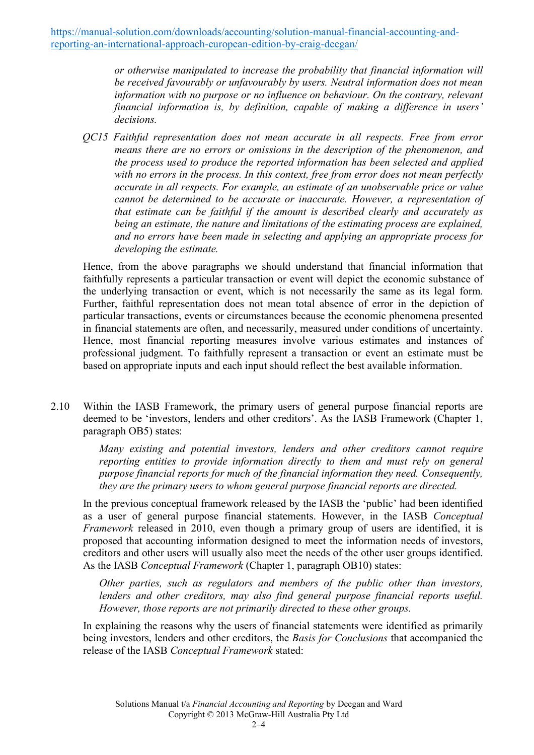*or otherwise manipulated to increase the probability that financial information will be received favourably or unfavourably by users. Neutral information does not mean information with no purpose or no influence on behaviour. On the contrary, relevant financial information is, by definition, capable of making a difference in users' decisions.*

*QC15 Faithful representation does not mean accurate in all respects. Free from error means there are no errors or omissions in the description of the phenomenon, and the process used to produce the reported information has been selected and applied with no errors in the process. In this context, free from error does not mean perfectly accurate in all respects. For example, an estimate of an unobservable price or value cannot be determined to be accurate or inaccurate. However, a representation of that estimate can be faithful if the amount is described clearly and accurately as being an estimate, the nature and limitations of the estimating process are explained, and no errors have been made in selecting and applying an appropriate process for developing the estimate.*

Hence, from the above paragraphs we should understand that financial information that faithfully represents a particular transaction or event will depict the economic substance of the underlying transaction or event, which is not necessarily the same as its legal form. Further, faithful representation does not mean total absence of error in the depiction of particular transactions, events or circumstances because the economic phenomena presented in financial statements are often, and necessarily, measured under conditions of uncertainty. Hence, most financial reporting measures involve various estimates and instances of professional judgment. To faithfully represent a transaction or event an estimate must be based on appropriate inputs and each input should reflect the best available information.

2.10 Within the IASB Framework, the primary users of general purpose financial reports are deemed to be 'investors, lenders and other creditors'. As the IASB Framework (Chapter 1, paragraph OB5) states:

*Many existing and potential investors, lenders and other creditors cannot require reporting entities to provide information directly to them and must rely on general purpose financial reports for much of the financial information they need. Consequently, they are the primary users to whom general purpose financial reports are directed.*

In the previous conceptual framework released by the IASB the 'public' had been identified as a user of general purpose financial statements. However, in the IASB *Conceptual Framework* released in 2010, even though a primary group of users are identified, it is proposed that accounting information designed to meet the information needs of investors, creditors and other users will usually also meet the needs of the other user groups identified. As the IASB *Conceptual Framework* (Chapter 1, paragraph OB10) states:

*Other parties, such as regulators and members of the public other than investors, lenders and other creditors, may also find general purpose financial reports useful. However, those reports are not primarily directed to these other groups.*

In explaining the reasons why the users of financial statements were identified as primarily being investors, lenders and other creditors, the *Basis for Conclusions* that accompanied the release of the IASB *Conceptual Framework* stated: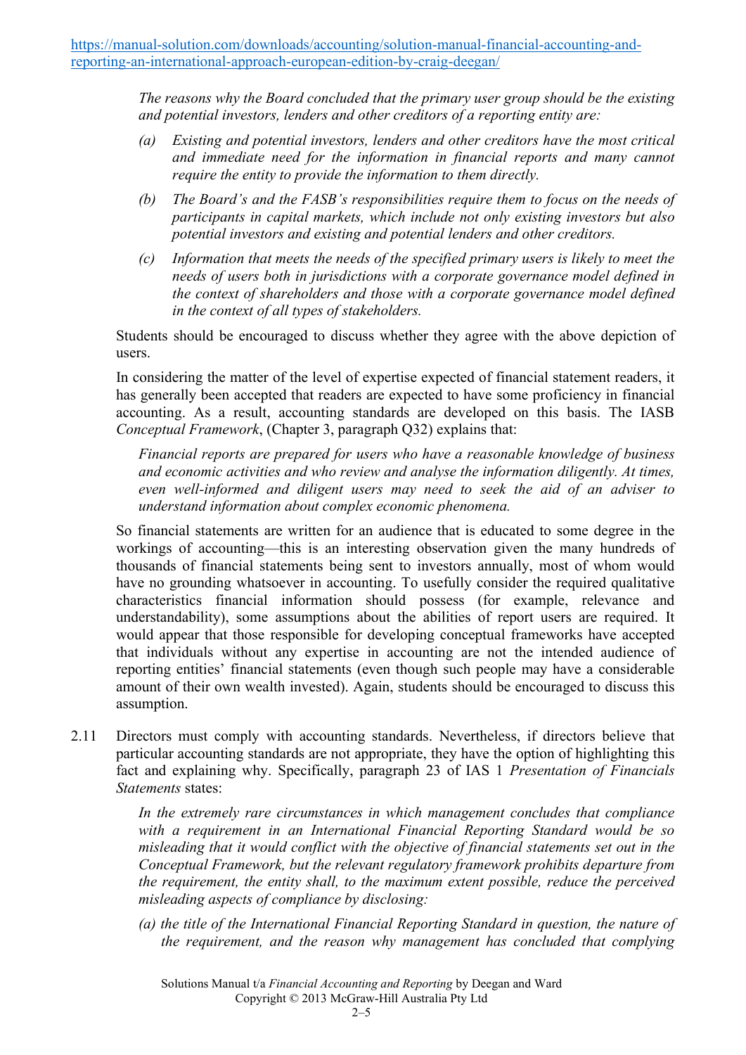https://manual-solution.com/downloads/accounting/solution-manual-financial-accounting-and-reporting-an-international-approach-european-edition-by-craig-deegan/

> *The reasons why the Board concluded that the primary user group should be the existing and potential investors, lenders and other creditors of a reporting entity are:*
>
> *(a) Existing and potential investors, lenders and other creditors have the most critical and immediate need for the information in financial reports and many cannot require the entity to provide the information to them directly.*
>
> *(b) The Board's and the FASB's responsibilities require them to focus on the needs of participants in capital markets, which include not only existing investors but also potential investors and existing and potential lenders and other creditors.*
>
> *(c) Information that meets the needs of the specified primary users is likely to meet the needs of users both in jurisdictions with a corporate governance model defined in the context of shareholders and those with a corporate governance model defined in the context of all types of stakeholders.*

Students should be encouraged to discuss whether they agree with the above depiction of users.

In considering the matter of the level of expertise expected of financial statement readers, it has generally been accepted that readers are expected to have some proficiency in financial accounting. As a result, accounting standards are developed on this basis. The IASB *Conceptual Framework*, (Chapter 3, paragraph Q32) explains that:

> *Financial reports are prepared for users who have a reasonable knowledge of business and economic activities and who review and analyse the information diligently. At times, even well-informed and diligent users may need to seek the aid of an adviser to understand information about complex economic phenomena.*

So financial statements are written for an audience that is educated to some degree in the workings of accounting—this is an interesting observation given the many hundreds of thousands of financial statements being sent to investors annually, most of whom would have no grounding whatsoever in accounting. To usefully consider the required qualitative characteristics financial information should possess (for example, relevance and understandability), some assumptions about the abilities of report users are required. It would appear that those responsible for developing conceptual frameworks have accepted that individuals without any expertise in accounting are not the intended audience of reporting entities' financial statements (even though such people may have a considerable amount of their own wealth invested). Again, students should be encouraged to discuss this assumption.

2.11 Directors must comply with accounting standards. Nevertheless, if directors believe that particular accounting standards are not appropriate, they have the option of highlighting this fact and explaining why. Specifically, paragraph 23 of IAS 1 *Presentation of Financials Statements* states:

> *In the extremely rare circumstances in which management concludes that compliance with a requirement in an International Financial Reporting Standard would be so misleading that it would conflict with the objective of financial statements set out in the Conceptual Framework, but the relevant regulatory framework prohibits departure from the requirement, the entity shall, to the maximum extent possible, reduce the perceived misleading aspects of compliance by disclosing:*
>
> *(a) the title of the International Financial Reporting Standard in question, the nature of the requirement, and the reason why management has concluded that complying*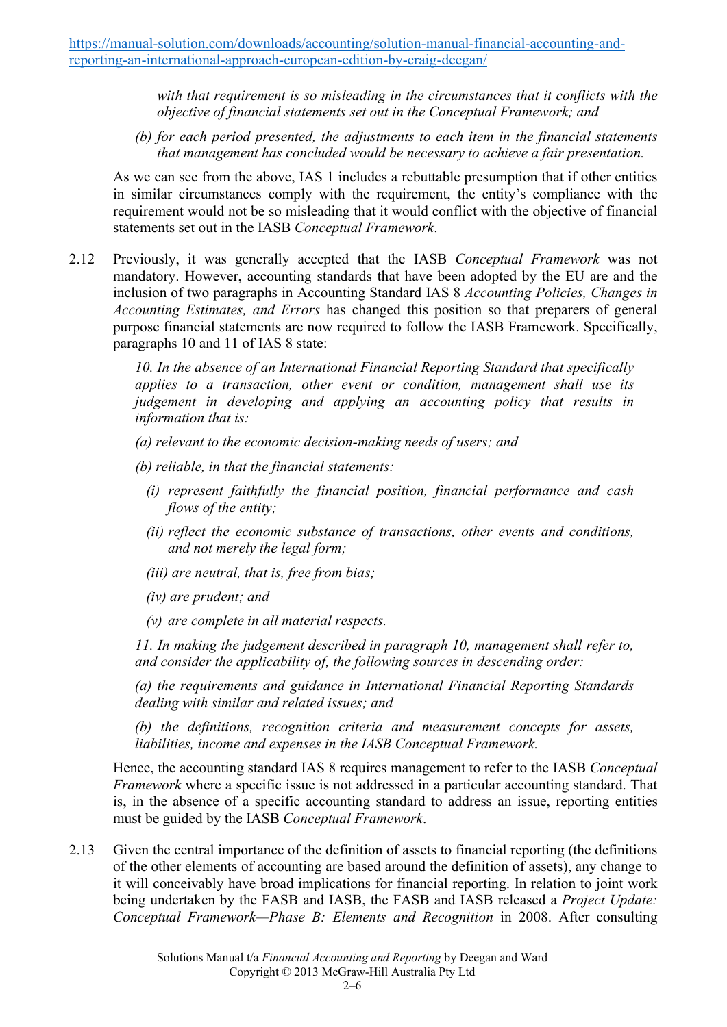*with that requirement is so misleading in the circumstances that it conflicts with the objective of financial statements set out in the Conceptual Framework; and*

*(b) for each period presented, the adjustments to each item in the financial statements that management has concluded would be necessary to achieve a fair presentation.*

As we can see from the above, IAS 1 includes a rebuttable presumption that if other entities in similar circumstances comply with the requirement, the entity's compliance with the requirement would not be so misleading that it would conflict with the objective of financial statements set out in the IASB *Conceptual Framework*.

2.12 Previously, it was generally accepted that the IASB *Conceptual Framework* was not mandatory. However, accounting standards that have been adopted by the EU are and the inclusion of two paragraphs in Accounting Standard IAS 8 *Accounting Policies, Changes in Accounting Estimates, and Errors* has changed this position so that preparers of general purpose financial statements are now required to follow the IASB Framework. Specifically, paragraphs 10 and 11 of IAS 8 state:

*10. In the absence of an International Financial Reporting Standard that specifically applies to a transaction, other event or condition, management shall use its judgement in developing and applying an accounting policy that results in information that is:*

*(a) relevant to the economic decision-making needs of users; and*

*(b) reliable, in that the financial statements:*

*(i) represent faithfully the financial position, financial performance and cash flows of the entity;*

*(ii) reflect the economic substance of transactions, other events and conditions, and not merely the legal form;*

*(iii) are neutral, that is, free from bias;*

*(iv) are prudent; and*

*(v) are complete in all material respects.*

*11. In making the judgement described in paragraph 10, management shall refer to, and consider the applicability of, the following sources in descending order:*

*(a) the requirements and guidance in International Financial Reporting Standards dealing with similar and related issues; and*

*(b) the definitions, recognition criteria and measurement concepts for assets, liabilities, income and expenses in the IASB Conceptual Framework.*

Hence, the accounting standard IAS 8 requires management to refer to the IASB *Conceptual Framework* where a specific issue is not addressed in a particular accounting standard. That is, in the absence of a specific accounting standard to address an issue, reporting entities must be guided by the IASB *Conceptual Framework*.

2.13 Given the central importance of the definition of assets to financial reporting (the definitions of the other elements of accounting are based around the definition of assets), any change to it will conceivably have broad implications for financial reporting. In relation to joint work being undertaken by the FASB and IASB, the FASB and IASB released a *Project Update: Conceptual Framework—Phase B: Elements and Recognition* in 2008. After consulting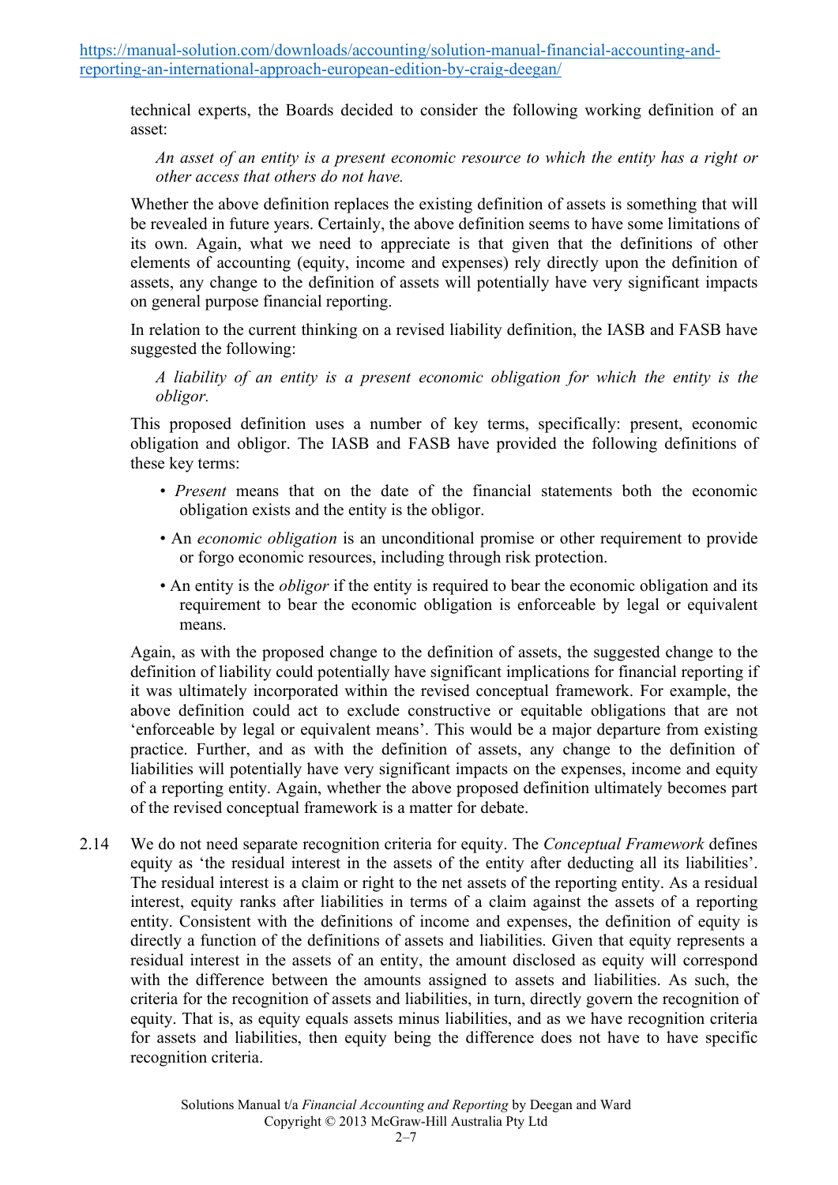technical experts, the Boards decided to consider the following working definition of an asset:

> *An asset of an entity is a present economic resource to which the entity has a right or other access that others do not have.*

Whether the above definition replaces the existing definition of assets is something that will be revealed in future years. Certainly, the above definition seems to have some limitations of its own. Again, what we need to appreciate is that given that the definitions of other elements of accounting (equity, income and expenses) rely directly upon the definition of assets, any change to the definition of assets will potentially have very significant impacts on general purpose financial reporting.

In relation to the current thinking on a revised liability definition, the IASB and FASB have suggested the following:

> *A liability of an entity is a present economic obligation for which the entity is the obligor.*

This proposed definition uses a number of key terms, specifically: present, economic obligation and obligor. The IASB and FASB have provided the following definitions of these key terms:

- *Present* means that on the date of the financial statements both the economic obligation exists and the entity is the obligor.
- An *economic obligation* is an unconditional promise or other requirement to provide or forgo economic resources, including through risk protection.
- An entity is the *obligor* if the entity is required to bear the economic obligation and its requirement to bear the economic obligation is enforceable by legal or equivalent means.

Again, as with the proposed change to the definition of assets, the suggested change to the definition of liability could potentially have significant implications for financial reporting if it was ultimately incorporated within the revised conceptual framework. For example, the above definition could act to exclude constructive or equitable obligations that are not 'enforceable by legal or equivalent means'. This would be a major departure from existing practice. Further, and as with the definition of assets, any change to the definition of liabilities will potentially have very significant impacts on the expenses, income and equity of a reporting entity. Again, whether the above proposed definition ultimately becomes part of the revised conceptual framework is a matter for debate.

2.14 We do not need separate recognition criteria for equity. The *Conceptual Framework* defines equity as 'the residual interest in the assets of the entity after deducting all its liabilities'. The residual interest is a claim or right to the net assets of the reporting entity. As a residual interest, equity ranks after liabilities in terms of a claim against the assets of a reporting entity. Consistent with the definitions of income and expenses, the definition of equity is directly a function of the definitions of assets and liabilities. Given that equity represents a residual interest in the assets of an entity, the amount disclosed as equity will correspond with the difference between the amounts assigned to assets and liabilities. As such, the criteria for the recognition of assets and liabilities, in turn, directly govern the recognition of equity. That is, as equity equals assets minus liabilities, and as we have recognition criteria for assets and liabilities, then equity being the difference does not have to have specific recognition criteria.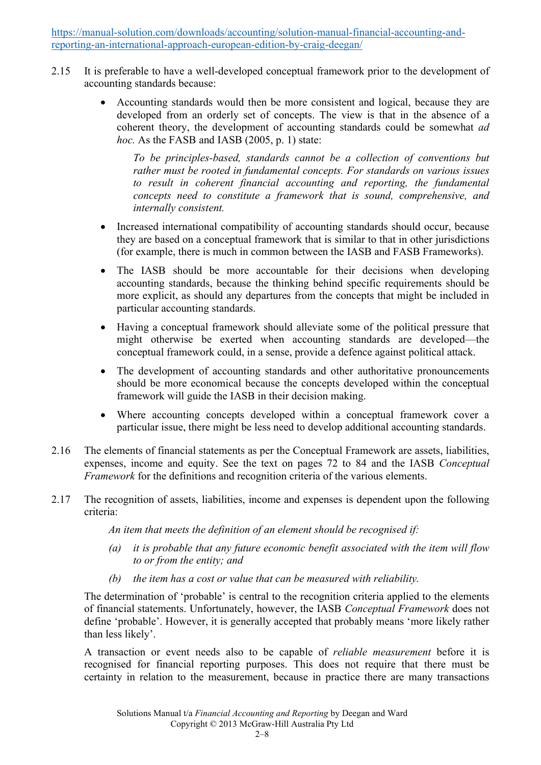2.15 It is preferable to have a well-developed conceptual framework prior to the development of accounting standards because:

- Accounting standards would then be more consistent and logical, because they are developed from an orderly set of concepts. The view is that in the absence of a coherent theory, the development of accounting standards could be somewhat *ad hoc.* As the FASB and IASB (2005, p. 1) state:

  > *To be principles-based, standards cannot be a collection of conventions but rather must be rooted in fundamental concepts. For standards on various issues to result in coherent financial accounting and reporting, the fundamental concepts need to constitute a framework that is sound, comprehensive, and internally consistent.*

- Increased international compatibility of accounting standards should occur, because they are based on a conceptual framework that is similar to that in other jurisdictions (for example, there is much in common between the IASB and FASB Frameworks).

- The IASB should be more accountable for their decisions when developing accounting standards, because the thinking behind specific requirements should be more explicit, as should any departures from the concepts that might be included in particular accounting standards.

- Having a conceptual framework should alleviate some of the political pressure that might otherwise be exerted when accounting standards are developed—the conceptual framework could, in a sense, provide a defence against political attack.

- The development of accounting standards and other authoritative pronouncements should be more economical because the concepts developed within the conceptual framework will guide the IASB in their decision making.

- Where accounting concepts developed within a conceptual framework cover a particular issue, there might be less need to develop additional accounting standards.

2.16 The elements of financial statements as per the Conceptual Framework are assets, liabilities, expenses, income and equity. See the text on pages 72 to 84 and the IASB *Conceptual Framework* for the definitions and recognition criteria of the various elements.

2.17 The recognition of assets, liabilities, income and expenses is dependent upon the following criteria:

*An item that meets the definition of an element should be recognised if:*

*(a) it is probable that any future economic benefit associated with the item will flow to or from the entity; and*

*(b) the item has a cost or value that can be measured with reliability.*

The determination of 'probable' is central to the recognition criteria applied to the elements of financial statements. Unfortunately, however, the IASB *Conceptual Framework* does not define 'probable'. However, it is generally accepted that probably means 'more likely rather than less likely'.

A transaction or event needs also to be capable of *reliable measurement* before it is recognised for financial reporting purposes. This does not require that there must be certainty in relation to the measurement, because in practice there are many transactions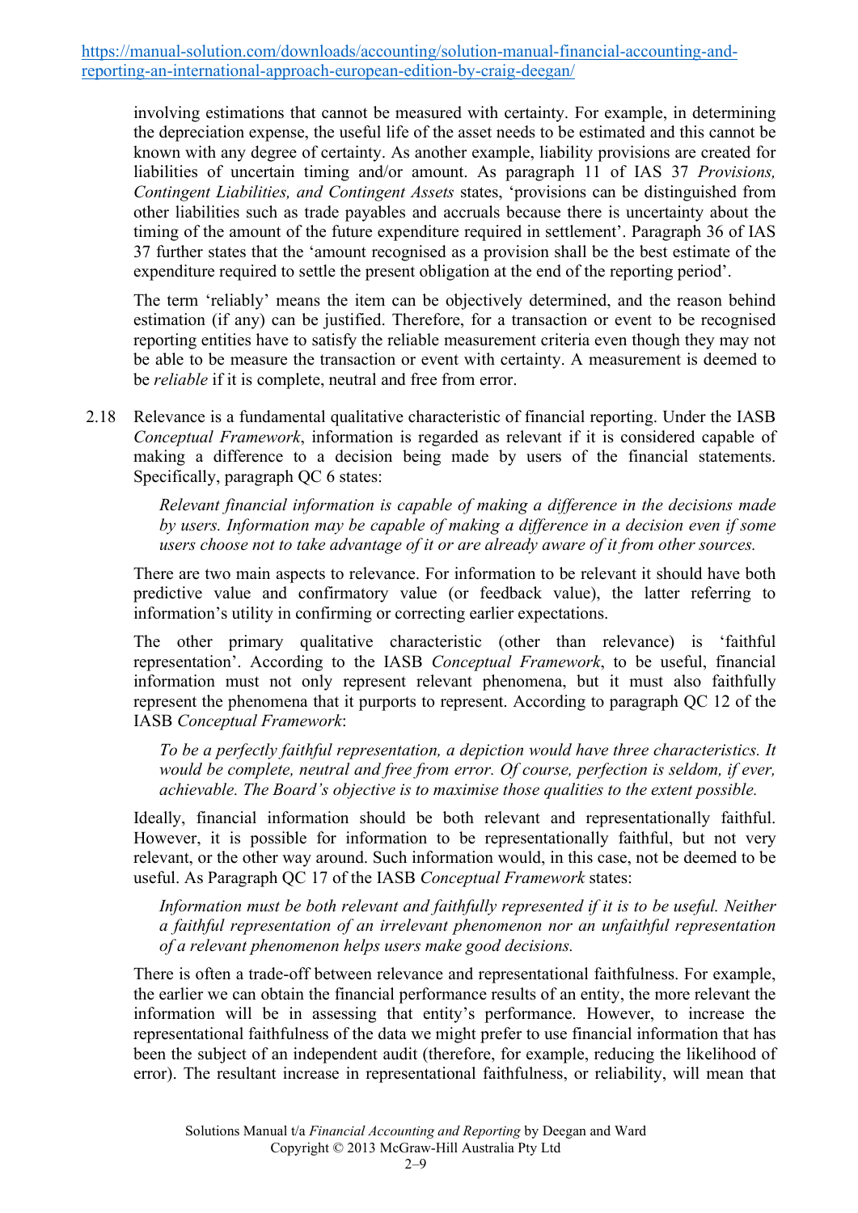involving estimations that cannot be measured with certainty. For example, in determining the depreciation expense, the useful life of the asset needs to be estimated and this cannot be known with any degree of certainty. As another example, liability provisions are created for liabilities of uncertain timing and/or amount. As paragraph 11 of IAS 37 *Provisions, Contingent Liabilities, and Contingent Assets* states, 'provisions can be distinguished from other liabilities such as trade payables and accruals because there is uncertainty about the timing of the amount of the future expenditure required in settlement'. Paragraph 36 of IAS 37 further states that the 'amount recognised as a provision shall be the best estimate of the expenditure required to settle the present obligation at the end of the reporting period'.

The term 'reliably' means the item can be objectively determined, and the reason behind estimation (if any) can be justified. Therefore, for a transaction or event to be recognised reporting entities have to satisfy the reliable measurement criteria even though they may not be able to be measure the transaction or event with certainty. A measurement is deemed to be *reliable* if it is complete, neutral and free from error.

2.18 Relevance is a fundamental qualitative characteristic of financial reporting. Under the IASB *Conceptual Framework*, information is regarded as relevant if it is considered capable of making a difference to a decision being made by users of the financial statements. Specifically, paragraph QC 6 states:

> *Relevant financial information is capable of making a difference in the decisions made by users. Information may be capable of making a difference in a decision even if some users choose not to take advantage of it or are already aware of it from other sources.*

There are two main aspects to relevance. For information to be relevant it should have both predictive value and confirmatory value (or feedback value), the latter referring to information's utility in confirming or correcting earlier expectations.

The other primary qualitative characteristic (other than relevance) is 'faithful representation'. According to the IASB *Conceptual Framework*, to be useful, financial information must not only represent relevant phenomena, but it must also faithfully represent the phenomena that it purports to represent. According to paragraph QC 12 of the IASB *Conceptual Framework*:

> *To be a perfectly faithful representation, a depiction would have three characteristics. It would be complete, neutral and free from error. Of course, perfection is seldom, if ever, achievable. The Board's objective is to maximise those qualities to the extent possible.*

Ideally, financial information should be both relevant and representationally faithful. However, it is possible for information to be representationally faithful, but not very relevant, or the other way around. Such information would, in this case, not be deemed to be useful. As Paragraph QC 17 of the IASB *Conceptual Framework* states:

> *Information must be both relevant and faithfully represented if it is to be useful. Neither a faithful representation of an irrelevant phenomenon nor an unfaithful representation of a relevant phenomenon helps users make good decisions.*

There is often a trade-off between relevance and representational faithfulness. For example, the earlier we can obtain the financial performance results of an entity, the more relevant the information will be in assessing that entity's performance. However, to increase the representational faithfulness of the data we might prefer to use financial information that has been the subject of an independent audit (therefore, for example, reducing the likelihood of error). The resultant increase in representational faithfulness, or reliability, will mean that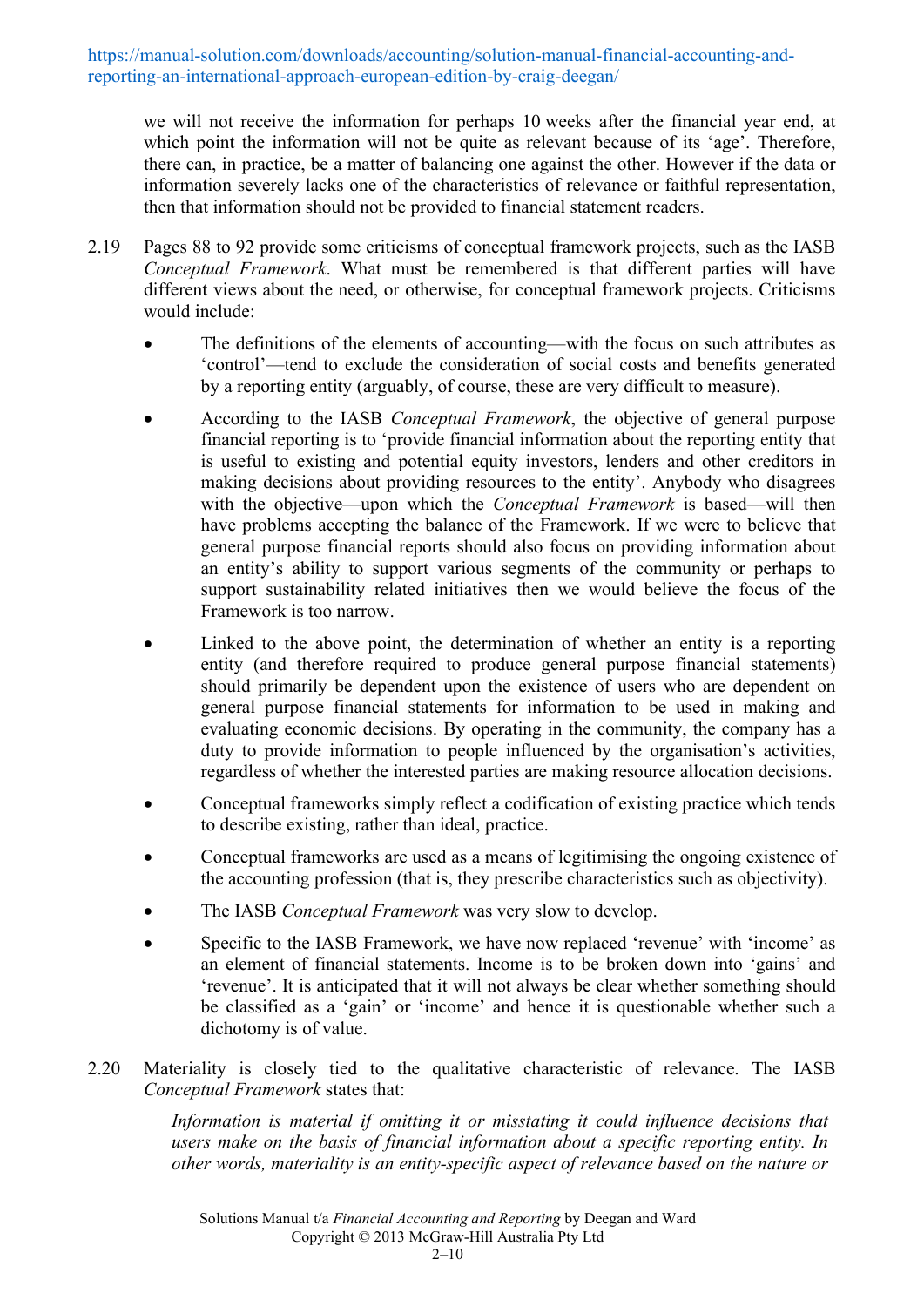we will not receive the information for perhaps 10 weeks after the financial year end, at which point the information will not be quite as relevant because of its 'age'. Therefore, there can, in practice, be a matter of balancing one against the other. However if the data or information severely lacks one of the characteristics of relevance or faithful representation, then that information should not be provided to financial statement readers.

2.19 Pages 88 to 92 provide some criticisms of conceptual framework projects, such as the IASB *Conceptual Framework*. What must be remembered is that different parties will have different views about the need, or otherwise, for conceptual framework projects. Criticisms would include:

- The definitions of the elements of accounting—with the focus on such attributes as 'control'—tend to exclude the consideration of social costs and benefits generated by a reporting entity (arguably, of course, these are very difficult to measure).
- According to the IASB *Conceptual Framework*, the objective of general purpose financial reporting is to 'provide financial information about the reporting entity that is useful to existing and potential equity investors, lenders and other creditors in making decisions about providing resources to the entity'. Anybody who disagrees with the objective—upon which the *Conceptual Framework* is based—will then have problems accepting the balance of the Framework. If we were to believe that general purpose financial reports should also focus on providing information about an entity's ability to support various segments of the community or perhaps to support sustainability related initiatives then we would believe the focus of the Framework is too narrow.
- Linked to the above point, the determination of whether an entity is a reporting entity (and therefore required to produce general purpose financial statements) should primarily be dependent upon the existence of users who are dependent on general purpose financial statements for information to be used in making and evaluating economic decisions. By operating in the community, the company has a duty to provide information to people influenced by the organisation's activities, regardless of whether the interested parties are making resource allocation decisions.
- Conceptual frameworks simply reflect a codification of existing practice which tends to describe existing, rather than ideal, practice.
- Conceptual frameworks are used as a means of legitimising the ongoing existence of the accounting profession (that is, they prescribe characteristics such as objectivity).
- The IASB *Conceptual Framework* was very slow to develop.
- Specific to the IASB Framework, we have now replaced 'revenue' with 'income' as an element of financial statements. Income is to be broken down into 'gains' and 'revenue'. It is anticipated that it will not always be clear whether something should be classified as a 'gain' or 'income' and hence it is questionable whether such a dichotomy is of value.

2.20 Materiality is closely tied to the qualitative characteristic of relevance. The IASB *Conceptual Framework* states that:

> *Information is material if omitting it or misstating it could influence decisions that users make on the basis of financial information about a specific reporting entity. In other words, materiality is an entity-specific aspect of relevance based on the nature or*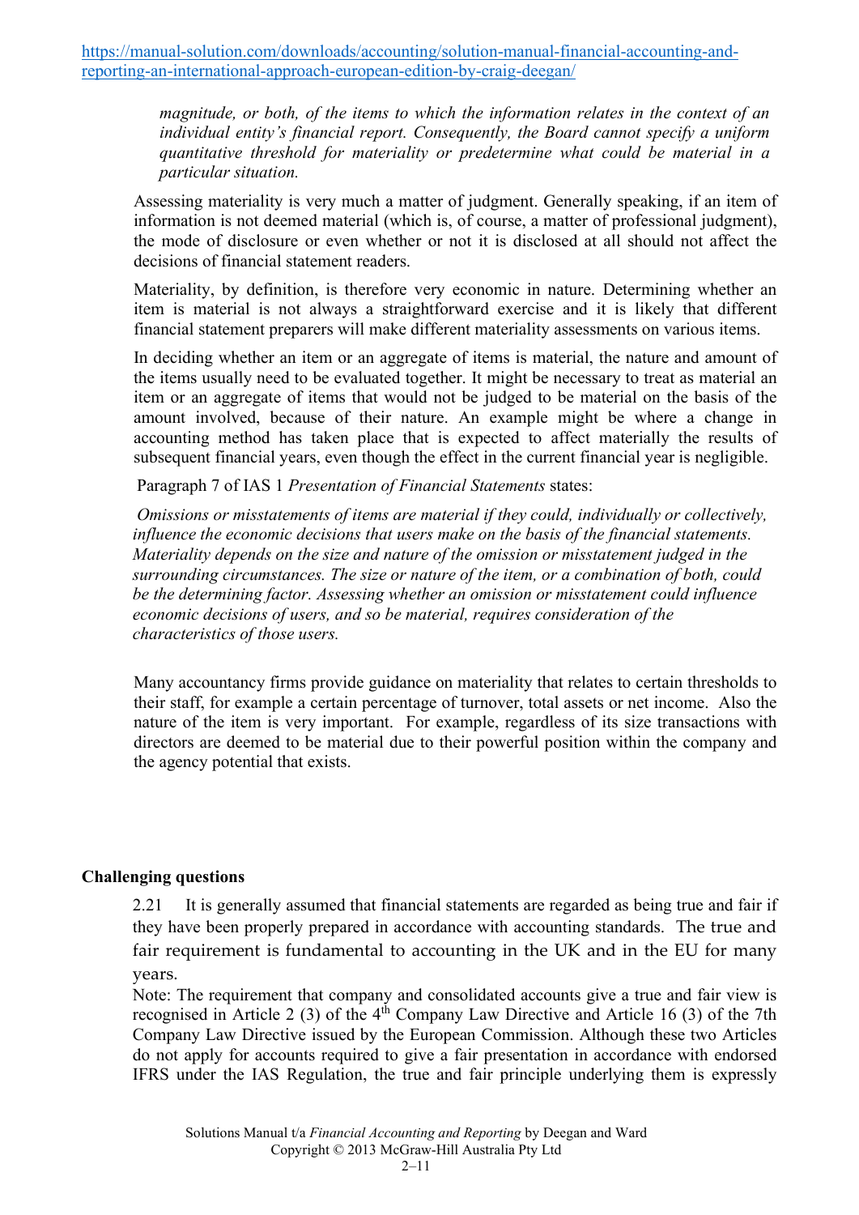*magnitude, or both, of the items to which the information relates in the context of an individual entity's financial report. Consequently, the Board cannot specify a uniform quantitative threshold for materiality or predetermine what could be material in a particular situation.*

Assessing materiality is very much a matter of judgment. Generally speaking, if an item of information is not deemed material (which is, of course, a matter of professional judgment), the mode of disclosure or even whether or not it is disclosed at all should not affect the decisions of financial statement readers.

Materiality, by definition, is therefore very economic in nature. Determining whether an item is material is not always a straightforward exercise and it is likely that different financial statement preparers will make different materiality assessments on various items.

In deciding whether an item or an aggregate of items is material, the nature and amount of the items usually need to be evaluated together. It might be necessary to treat as material an item or an aggregate of items that would not be judged to be material on the basis of the amount involved, because of their nature. An example might be where a change in accounting method has taken place that is expected to affect materially the results of subsequent financial years, even though the effect in the current financial year is negligible.

Paragraph 7 of IAS 1 *Presentation of Financial Statements* states:

*Omissions or misstatements of items are material if they could, individually or collectively, influence the economic decisions that users make on the basis of the financial statements. Materiality depends on the size and nature of the omission or misstatement judged in the surrounding circumstances. The size or nature of the item, or a combination of both, could be the determining factor. Assessing whether an omission or misstatement could influence economic decisions of users, and so be material, requires consideration of the characteristics of those users.*

Many accountancy firms provide guidance on materiality that relates to certain thresholds to their staff, for example a certain percentage of turnover, total assets or net income. Also the nature of the item is very important. For example, regardless of its size transactions with directors are deemed to be material due to their powerful position within the company and the agency potential that exists.

## Challenging questions

2.21 It is generally assumed that financial statements are regarded as being true and fair if they have been properly prepared in accordance with accounting standards. The true and fair requirement is fundamental to accounting in the UK and in the EU for many years.

Note: The requirement that company and consolidated accounts give a true and fair view is recognised in Article 2 (3) of the 4th Company Law Directive and Article 16 (3) of the 7th Company Law Directive issued by the European Commission. Although these two Articles do not apply for accounts required to give a fair presentation in accordance with endorsed IFRS under the IAS Regulation, the true and fair principle underlying them is expressly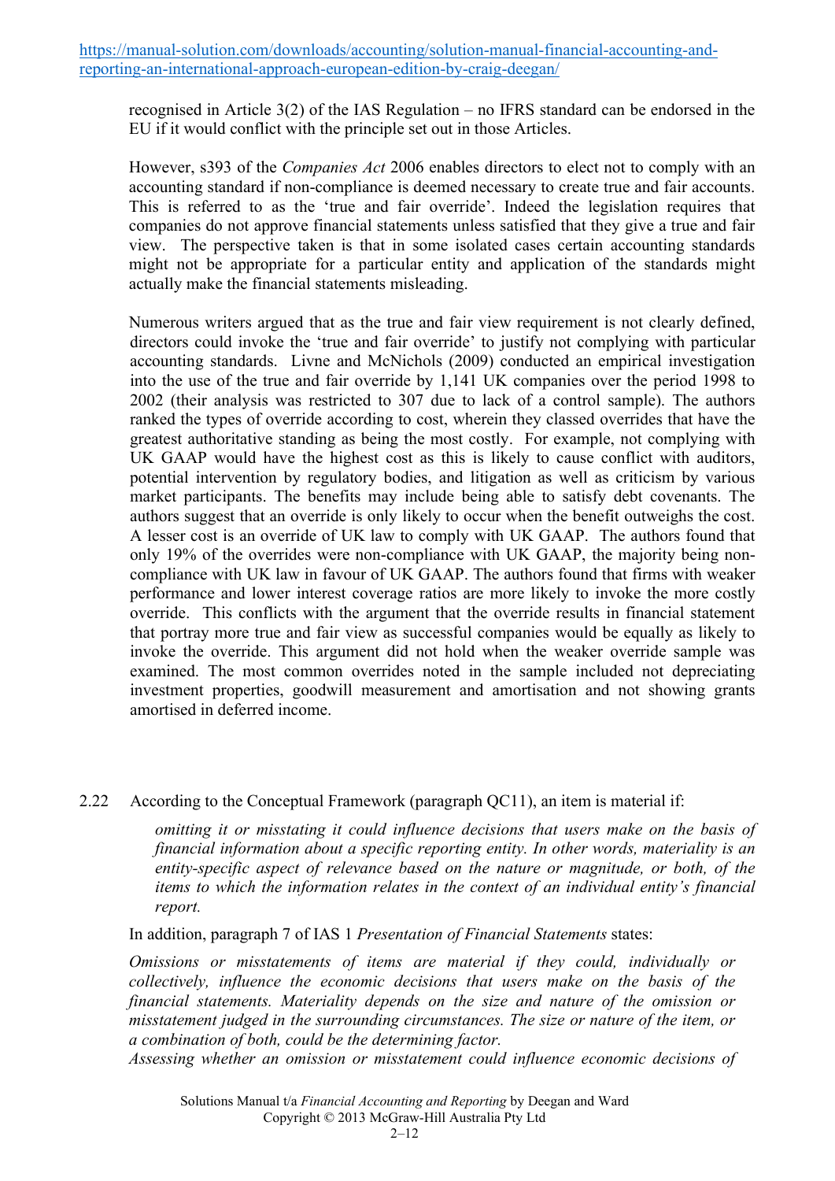recognised in Article 3(2) of the IAS Regulation – no IFRS standard can be endorsed in the EU if it would conflict with the principle set out in those Articles.

However, s393 of the *Companies Act* 2006 enables directors to elect not to comply with an accounting standard if non-compliance is deemed necessary to create true and fair accounts. This is referred to as the 'true and fair override'. Indeed the legislation requires that companies do not approve financial statements unless satisfied that they give a true and fair view. The perspective taken is that in some isolated cases certain accounting standards might not be appropriate for a particular entity and application of the standards might actually make the financial statements misleading.

Numerous writers argued that as the true and fair view requirement is not clearly defined, directors could invoke the 'true and fair override' to justify not complying with particular accounting standards. Livne and McNichols (2009) conducted an empirical investigation into the use of the true and fair override by 1,141 UK companies over the period 1998 to 2002 (their analysis was restricted to 307 due to lack of a control sample). The authors ranked the types of override according to cost, wherein they classed overrides that have the greatest authoritative standing as being the most costly. For example, not complying with UK GAAP would have the highest cost as this is likely to cause conflict with auditors, potential intervention by regulatory bodies, and litigation as well as criticism by various market participants. The benefits may include being able to satisfy debt covenants. The authors suggest that an override is only likely to occur when the benefit outweighs the cost. A lesser cost is an override of UK law to comply with UK GAAP. The authors found that only 19% of the overrides were non-compliance with UK GAAP, the majority being non-compliance with UK law in favour of UK GAAP. The authors found that firms with weaker performance and lower interest coverage ratios are more likely to invoke the more costly override. This conflicts with the argument that the override results in financial statement that portray more true and fair view as successful companies would be equally as likely to invoke the override. This argument did not hold when the weaker override sample was examined. The most common overrides noted in the sample included not depreciating investment properties, goodwill measurement and amortisation and not showing grants amortised in deferred income.

2.22 According to the Conceptual Framework (paragraph QC11), an item is material if:

> *omitting it or misstating it could influence decisions that users make on the basis of financial information about a specific reporting entity. In other words, materiality is an entity-specific aspect of relevance based on the nature or magnitude, or both, of the items to which the information relates in the context of an individual entity's financial report.*

In addition, paragraph 7 of IAS 1 *Presentation of Financial Statements* states:

> *Omissions or misstatements of items are material if they could, individually or collectively, influence the economic decisions that users make on the basis of the financial statements. Materiality depends on the size and nature of the omission or misstatement judged in the surrounding circumstances. The size or nature of the item, or a combination of both, could be the determining factor.*
> *Assessing whether an omission or misstatement could influence economic decisions of*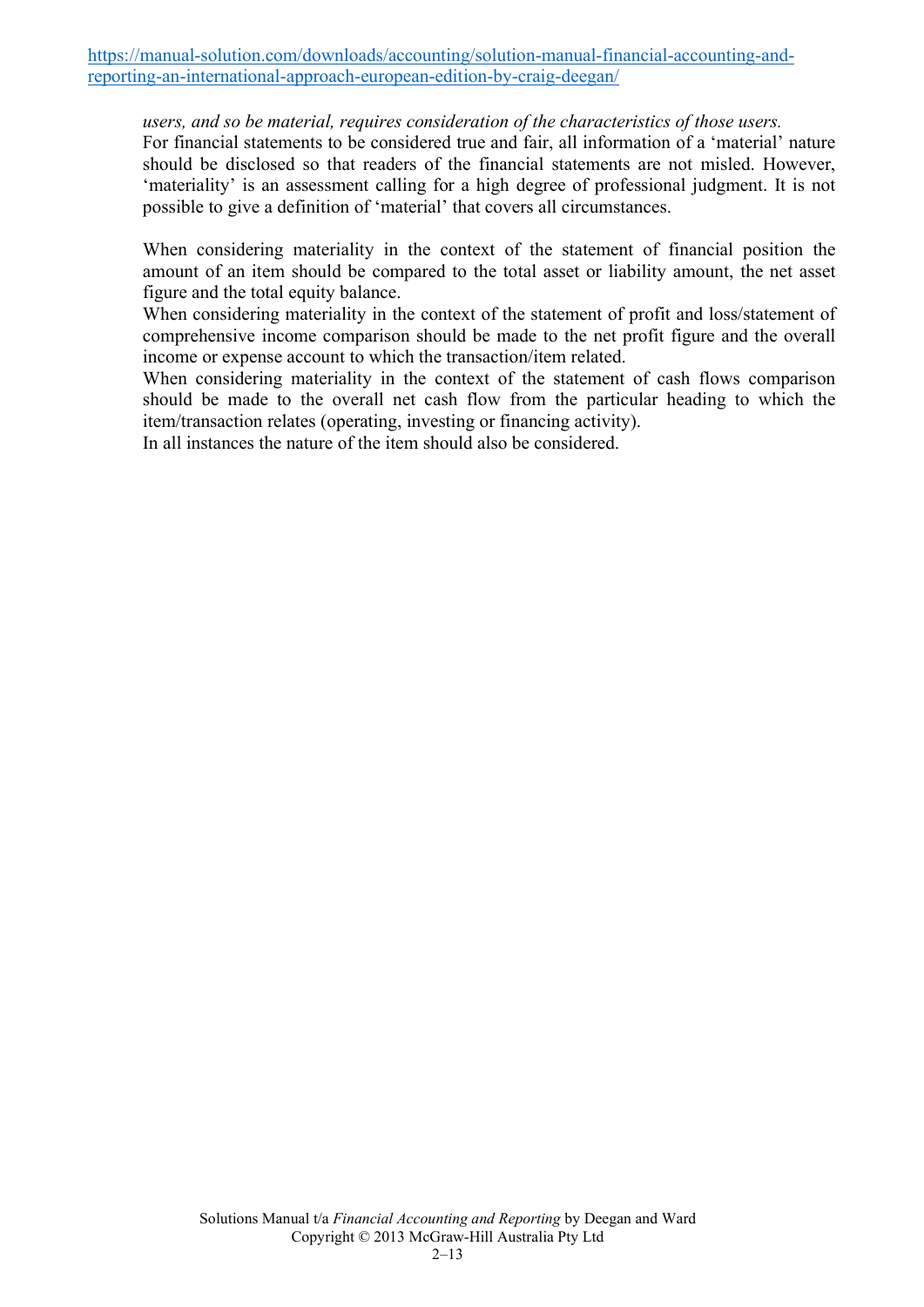*users, and so be material, requires consideration of the characteristics of those users.*
For financial statements to be considered true and fair, all information of a 'material' nature should be disclosed so that readers of the financial statements are not misled. However, 'materiality' is an assessment calling for a high degree of professional judgment. It is not possible to give a definition of 'material' that covers all circumstances.

When considering materiality in the context of the statement of financial position the amount of an item should be compared to the total asset or liability amount, the net asset figure and the total equity balance.
When considering materiality in the context of the statement of profit and loss/statement of comprehensive income comparison should be made to the net profit figure and the overall income or expense account to which the transaction/item related.
When considering materiality in the context of the statement of cash flows comparison should be made to the overall net cash flow from the particular heading to which the item/transaction relates (operating, investing or financing activity).
In all instances the nature of the item should also be considered.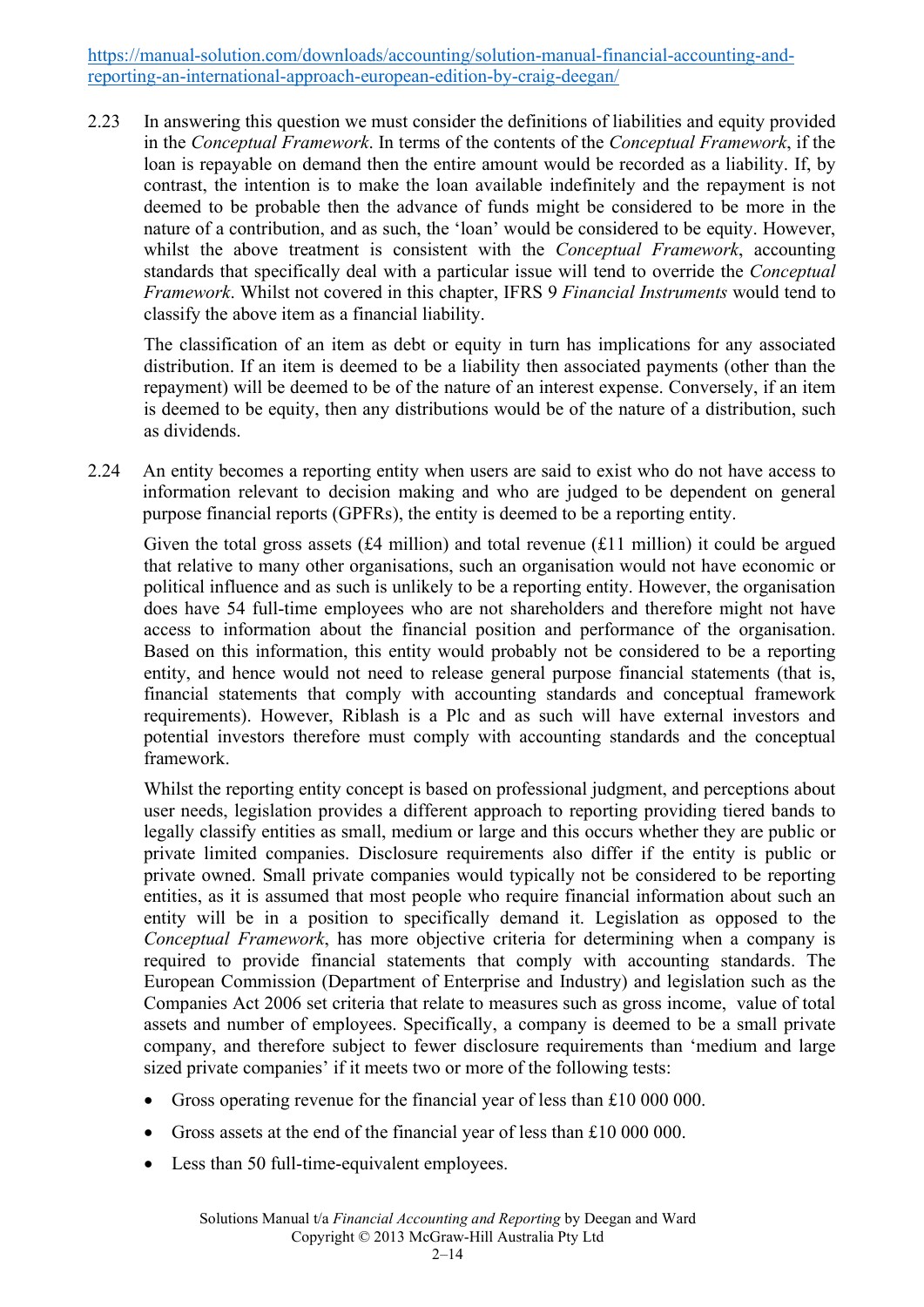https://manual-solution.com/downloads/accounting/solution-manual-financial-accounting-and-reporting-an-international-approach-european-edition-by-craig-deegan/

2.23 In answering this question we must consider the definitions of liabilities and equity provided in the *Conceptual Framework*. In terms of the contents of the *Conceptual Framework*, if the loan is repayable on demand then the entire amount would be recorded as a liability. If, by contrast, the intention is to make the loan available indefinitely and the repayment is not deemed to be probable then the advance of funds might be considered to be more in the nature of a contribution, and as such, the 'loan' would be considered to be equity. However, whilst the above treatment is consistent with the *Conceptual Framework*, accounting standards that specifically deal with a particular issue will tend to override the *Conceptual Framework*. Whilst not covered in this chapter, IFRS 9 *Financial Instruments* would tend to classify the above item as a financial liability.

The classification of an item as debt or equity in turn has implications for any associated distribution. If an item is deemed to be a liability then associated payments (other than the repayment) will be deemed to be of the nature of an interest expense. Conversely, if an item is deemed to be equity, then any distributions would be of the nature of a distribution, such as dividends.

2.24 An entity becomes a reporting entity when users are said to exist who do not have access to information relevant to decision making and who are judged to be dependent on general purpose financial reports (GPFRs), the entity is deemed to be a reporting entity.

Given the total gross assets (£4 million) and total revenue (£11 million) it could be argued that relative to many other organisations, such an organisation would not have economic or political influence and as such is unlikely to be a reporting entity. However, the organisation does have 54 full-time employees who are not shareholders and therefore might not have access to information about the financial position and performance of the organisation. Based on this information, this entity would probably not be considered to be a reporting entity, and hence would not need to release general purpose financial statements (that is, financial statements that comply with accounting standards and conceptual framework requirements). However, Riblash is a Plc and as such will have external investors and potential investors therefore must comply with accounting standards and the conceptual framework.

Whilst the reporting entity concept is based on professional judgment, and perceptions about user needs, legislation provides a different approach to reporting providing tiered bands to legally classify entities as small, medium or large and this occurs whether they are public or private limited companies. Disclosure requirements also differ if the entity is public or private owned. Small private companies would typically not be considered to be reporting entities, as it is assumed that most people who require financial information about such an entity will be in a position to specifically demand it. Legislation as opposed to the *Conceptual Framework*, has more objective criteria for determining when a company is required to provide financial statements that comply with accounting standards. The European Commission (Department of Enterprise and Industry) and legislation such as the Companies Act 2006 set criteria that relate to measures such as gross income, value of total assets and number of employees. Specifically, a company is deemed to be a small private company, and therefore subject to fewer disclosure requirements than 'medium and large sized private companies' if it meets two or more of the following tests:

- Gross operating revenue for the financial year of less than £10 000 000.
- Gross assets at the end of the financial year of less than £10 000 000.
- Less than 50 full-time-equivalent employees.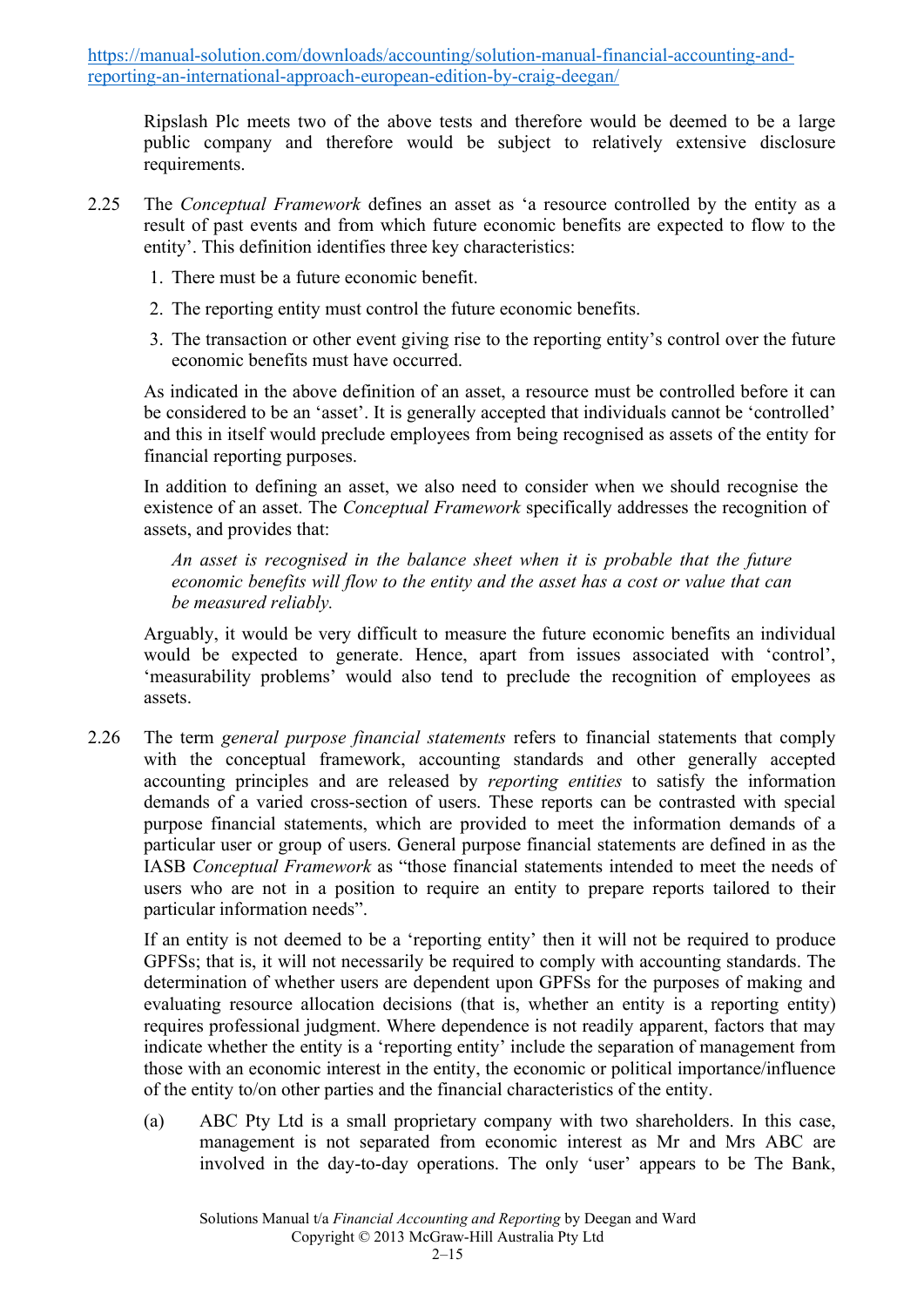Ripslash Plc meets two of the above tests and therefore would be deemed to be a large public company and therefore would be subject to relatively extensive disclosure requirements.

2.25 The *Conceptual Framework* defines an asset as 'a resource controlled by the entity as a result of past events and from which future economic benefits are expected to flow to the entity'. This definition identifies three key characteristics:

1. There must be a future economic benefit.
2. The reporting entity must control the future economic benefits.
3. The transaction or other event giving rise to the reporting entity's control over the future economic benefits must have occurred.

As indicated in the above definition of an asset, a resource must be controlled before it can be considered to be an 'asset'. It is generally accepted that individuals cannot be 'controlled' and this in itself would preclude employees from being recognised as assets of the entity for financial reporting purposes.

In addition to defining an asset, we also need to consider when we should recognise the existence of an asset. The *Conceptual Framework* specifically addresses the recognition of assets, and provides that:

> *An asset is recognised in the balance sheet when it is probable that the future economic benefits will flow to the entity and the asset has a cost or value that can be measured reliably.*

Arguably, it would be very difficult to measure the future economic benefits an individual would be expected to generate. Hence, apart from issues associated with 'control', 'measurability problems' would also tend to preclude the recognition of employees as assets.

2.26 The term *general purpose financial statements* refers to financial statements that comply with the conceptual framework, accounting standards and other generally accepted accounting principles and are released by *reporting entities* to satisfy the information demands of a varied cross-section of users. These reports can be contrasted with special purpose financial statements, which are provided to meet the information demands of a particular user or group of users. General purpose financial statements are defined in as the IASB *Conceptual Framework* as "those financial statements intended to meet the needs of users who are not in a position to require an entity to prepare reports tailored to their particular information needs".

If an entity is not deemed to be a 'reporting entity' then it will not be required to produce GPFSs; that is, it will not necessarily be required to comply with accounting standards. The determination of whether users are dependent upon GPFSs for the purposes of making and evaluating resource allocation decisions (that is, whether an entity is a reporting entity) requires professional judgment. Where dependence is not readily apparent, factors that may indicate whether the entity is a 'reporting entity' include the separation of management from those with an economic interest in the entity, the economic or political importance/influence of the entity to/on other parties and the financial characteristics of the entity.

(a) ABC Pty Ltd is a small proprietary company with two shareholders. In this case, management is not separated from economic interest as Mr and Mrs ABC are involved in the day-to-day operations. The only 'user' appears to be The Bank,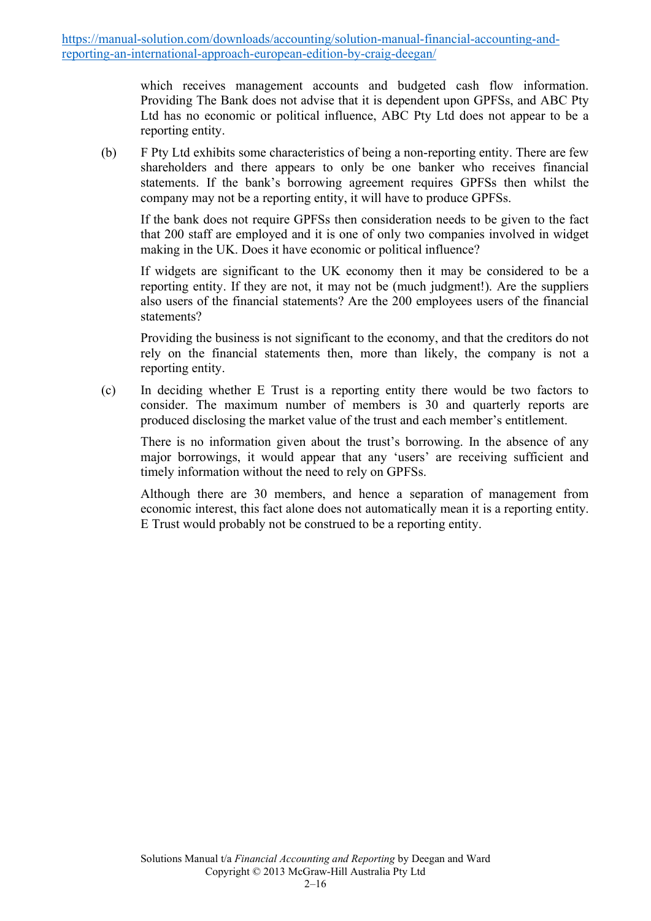which receives management accounts and budgeted cash flow information. Providing The Bank does not advise that it is dependent upon GPFSs, and ABC Pty Ltd has no economic or political influence, ABC Pty Ltd does not appear to be a reporting entity.

(b) F Pty Ltd exhibits some characteristics of being a non-reporting entity. There are few shareholders and there appears to only be one banker who receives financial statements. If the bank's borrowing agreement requires GPFSs then whilst the company may not be a reporting entity, it will have to produce GPFSs.

If the bank does not require GPFSs then consideration needs to be given to the fact that 200 staff are employed and it is one of only two companies involved in widget making in the UK. Does it have economic or political influence?

If widgets are significant to the UK economy then it may be considered to be a reporting entity. If they are not, it may not be (much judgment!). Are the suppliers also users of the financial statements? Are the 200 employees users of the financial statements?

Providing the business is not significant to the economy, and that the creditors do not rely on the financial statements then, more than likely, the company is not a reporting entity.

(c) In deciding whether E Trust is a reporting entity there would be two factors to consider. The maximum number of members is 30 and quarterly reports are produced disclosing the market value of the trust and each member's entitlement.

There is no information given about the trust's borrowing. In the absence of any major borrowings, it would appear that any 'users' are receiving sufficient and timely information without the need to rely on GPFSs.

Although there are 30 members, and hence a separation of management from economic interest, this fact alone does not automatically mean it is a reporting entity. E Trust would probably not be construed to be a reporting entity.